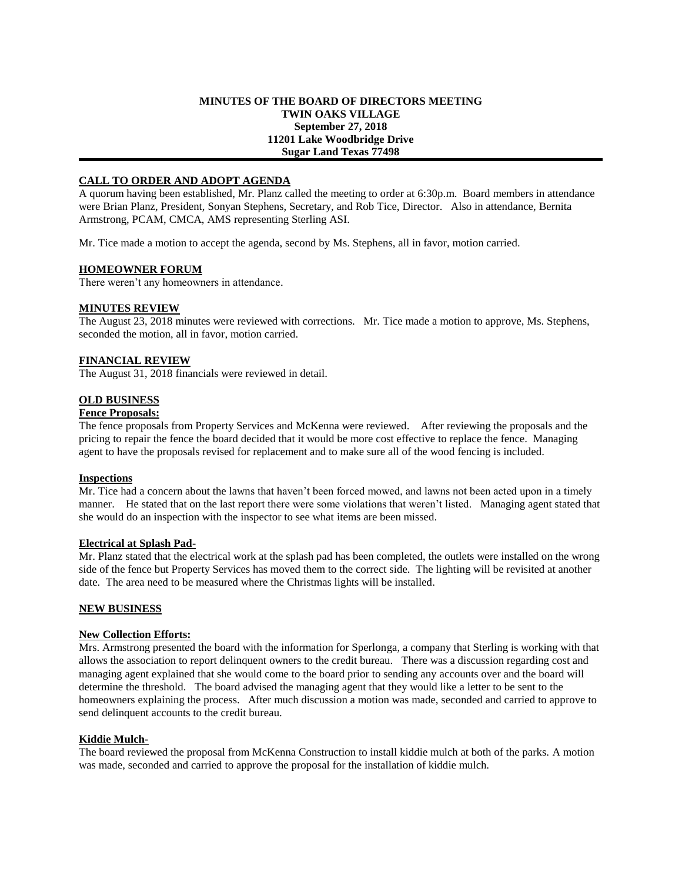# MINUTES OF THE BOARD OF DIRECTORS MEETING
## TWIN OAKS VILLAGE
**September 27, 2018**
**11201 Lake Woodbridge Drive**
**Sugar Land Texas 77498**

---

### CALL TO ORDER AND ADOPT AGENDA

A quorum having been established, Mr. Planz called the meeting to order at 6:30p.m. Board members in attendance were Brian Planz, President, Sonyan Stephens, Secretary, and Rob Tice, Director. Also in attendance, Bernita Armstrong, PCAM, CMCA, AMS representing Sterling ASI.

Mr. Tice made a motion to accept the agenda, second by Ms. Stephens, all in favor, motion carried.

### HOMEOWNER FORUM

There weren't any homeowners in attendance.

### MINUTES REVIEW

The August 23, 2018 minutes were reviewed with corrections. Mr. Tice made a motion to approve, Ms. Stephens, seconded the motion, all in favor, motion carried.

### FINANCIAL REVIEW

The August 31, 2018 financials were reviewed in detail.

### OLD BUSINESS

**Fence Proposals:**

The fence proposals from Property Services and McKenna were reviewed. After reviewing the proposals and the pricing to repair the fence the board decided that it would be more cost effective to replace the fence. Managing agent to have the proposals revised for replacement and to make sure all of the wood fencing is included.

**Inspections**

Mr. Tice had a concern about the lawns that haven't been forced mowed, and lawns not been acted upon in a timely manner. He stated that on the last report there were some violations that weren't listed. Managing agent stated that she would do an inspection with the inspector to see what items are been missed.

**Electrical at Splash Pad-**

Mr. Planz stated that the electrical work at the splash pad has been completed, the outlets were installed on the wrong side of the fence but Property Services has moved them to the correct side. The lighting will be revisited at another date. The area need to be measured where the Christmas lights will be installed.

### NEW BUSINESS

**New Collection Efforts:**

Mrs. Armstrong presented the board with the information for Sperlonga, a company that Sterling is working with that allows the association to report delinquent owners to the credit bureau. There was a discussion regarding cost and managing agent explained that she would come to the board prior to sending any accounts over and the board will determine the threshold. The board advised the managing agent that they would like a letter to be sent to the homeowners explaining the process. After much discussion a motion was made, seconded and carried to approve to send delinquent accounts to the credit bureau.

**Kiddie Mulch-**

The board reviewed the proposal from McKenna Construction to install kiddie mulch at both of the parks. A motion was made, seconded and carried to approve the proposal for the installation of kiddie mulch.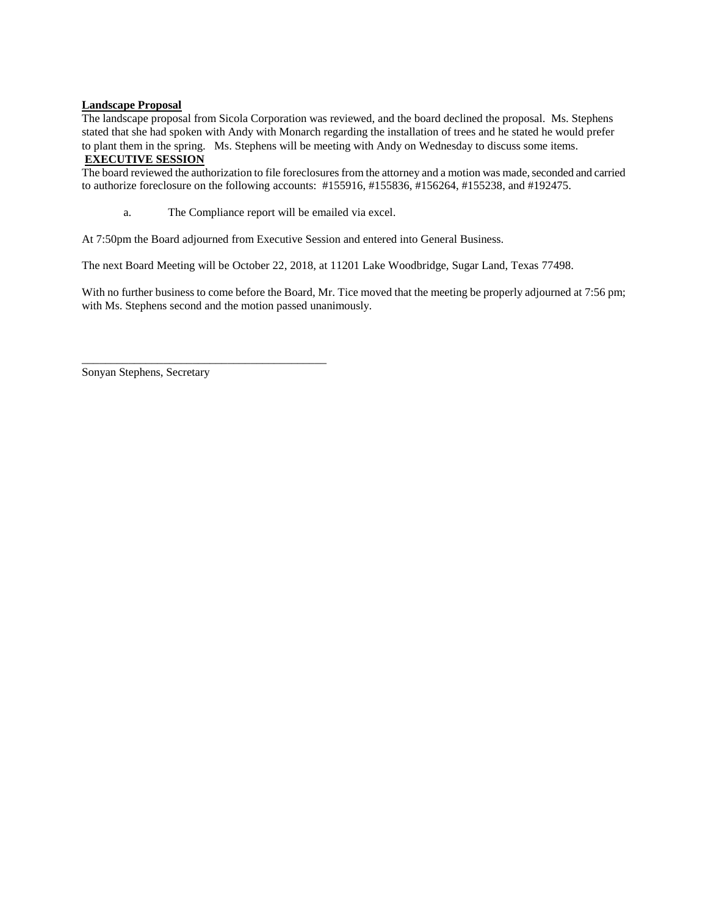**Landscape Proposal**

The landscape proposal from Sicola Corporation was reviewed, and the board declined the proposal. Ms. Stephens stated that she had spoken with Andy with Monarch regarding the installation of trees and he stated he would prefer to plant them in the spring. Ms. Stephens will be meeting with Andy on Wednesday to discuss some items.

**EXECUTIVE SESSION**

The board reviewed the authorization to file foreclosures from the attorney and a motion was made, seconded and carried to authorize foreclosure on the following accounts: #155916, #155836, #156264, #155238, and #192475.

a. The Compliance report will be emailed via excel.

At 7:50pm the Board adjourned from Executive Session and entered into General Business.

The next Board Meeting will be October 22, 2018, at 11201 Lake Woodbridge, Sugar Land, Texas 77498.

With no further business to come before the Board, Mr. Tice moved that the meeting be properly adjourned at 7:56 pm; with Ms. Stephens second and the motion passed unanimously.

\_\_\_\_\_\_\_\_\_\_\_\_\_\_\_\_\_\_\_\_\_\_\_\_\_\_\_\_\_\_\_\_\_\_\_\_\_\_\_\_\_\_\_\_

Sonyan Stephens, Secretary